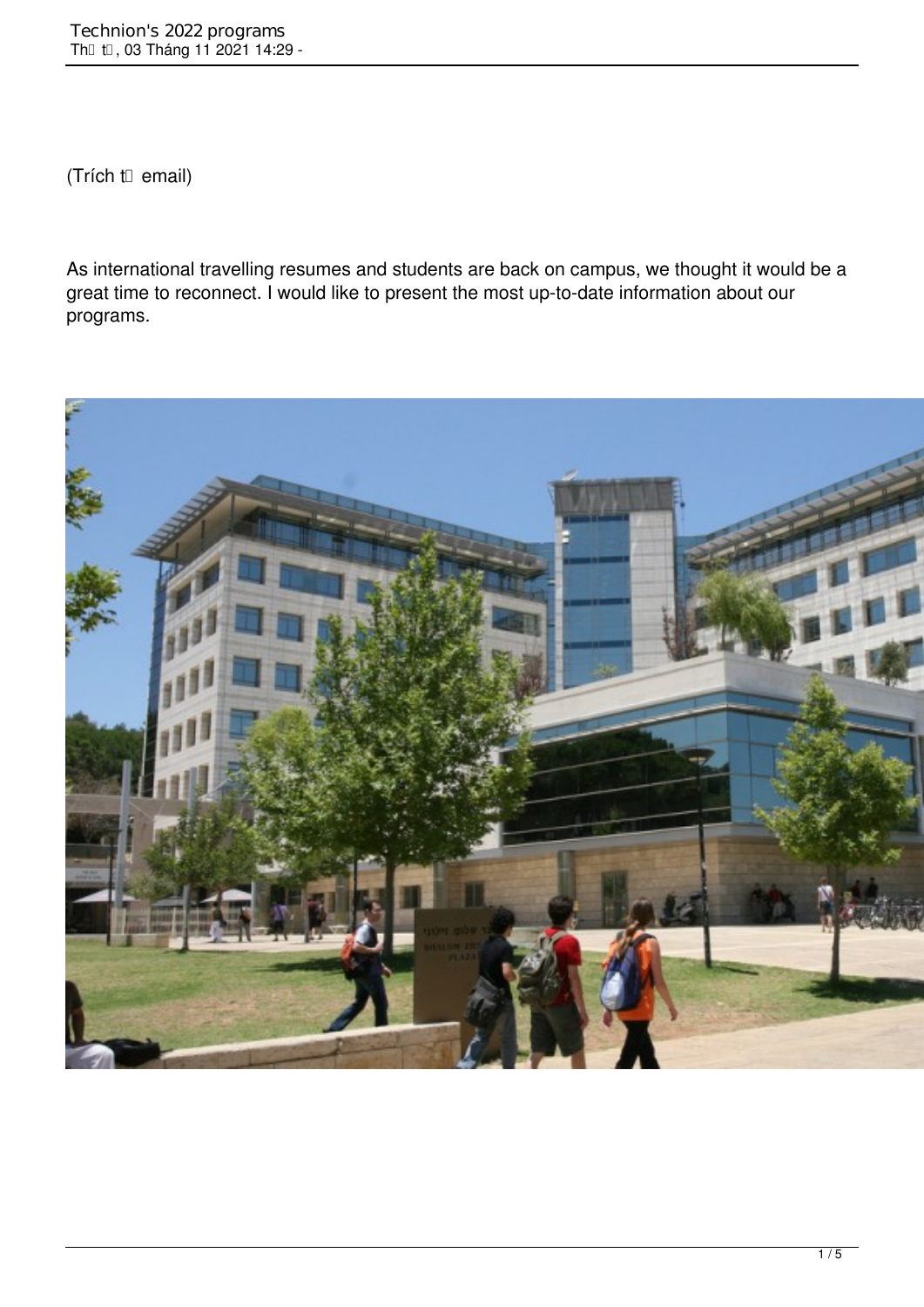(Trích t email)

As international travelling resumes and students are back on campus, we thought it would be a great time to reconnect. I would like to present the most up-to-date information about our programs.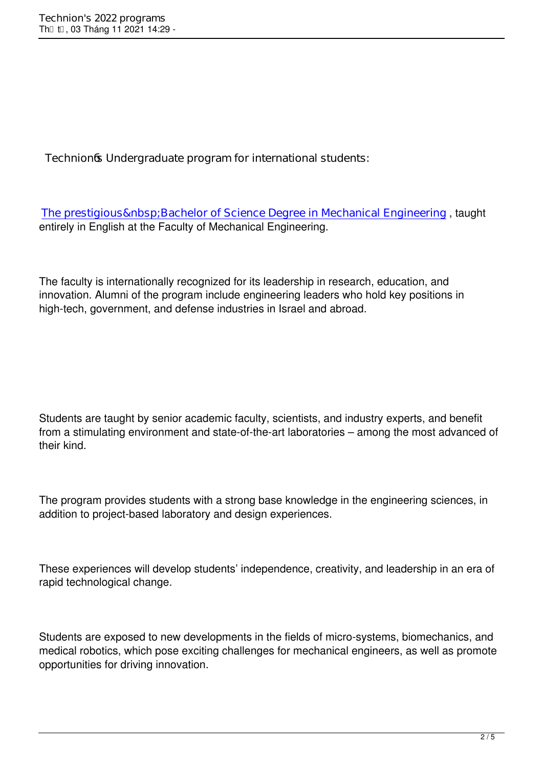Technion's Undergraduate program for international students:

The prestigious&nbsp;Bachelor of Science Degree in Mechanical Engineering , taught entirely in English at the Faculty of Mechanical Engineering.

The faculty is internationally recognized for its leadership in research, education, and innovation. Alumni of the program include engineering leaders who hold key positions in high-tech, government, and defense industries in Israel and abroad.

Students are taught by senior academic faculty, scientists, and industry experts, and benefit from a stimulating environment and state-of-the-art laboratories – among the most advanced of their kind.

The program provides students with a strong base knowledge in the engineering sciences, in addition to project-based laboratory and design experiences.

These experiences will develop students' independence, creativity, and leadership in an era of rapid technological change.

Students are exposed to new developments in the fields of micro-systems, biomechanics, and medical robotics, which pose exciting challenges for mechanical engineers, as well as promote opportunities for driving innovation.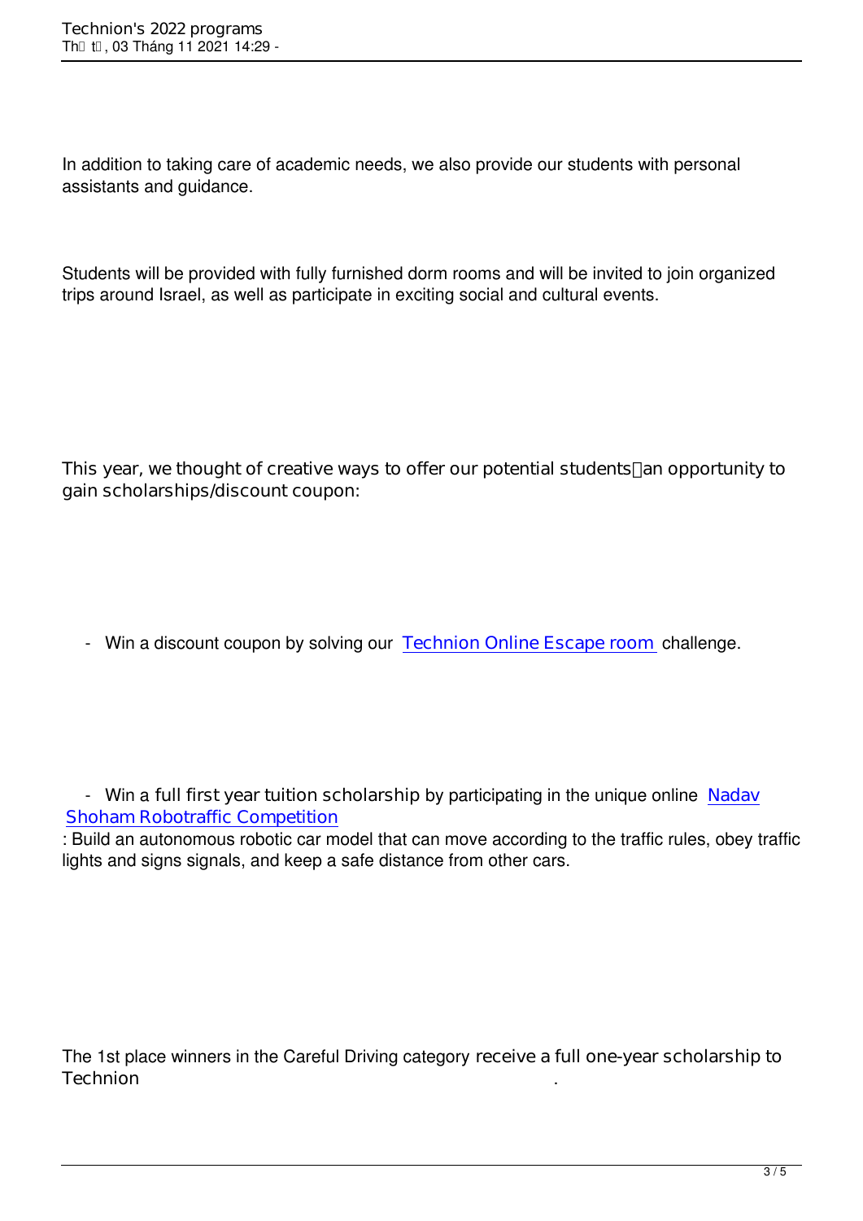In addition to taking care of academic needs, we also provide our students with personal assistants and guidance.

Students will be provided with fully furnished dorm rooms and will be invited to join organized trips around Israel, as well as participate in exciting social and cultural events.

This year, we thought of creative ways to offer our potential students an opportunity to gain scholarships/discount coupon:

- Win a discount coupon by solving our Technion Online Escape room challenge.

- Win a full first year tuition scholarship by participating in the unique online Nadav Shoham Robotraffic Competition: Build an autonomous robotic car model that can move according to the traffic rules, obey traffic lights and signs signals, and keep a safe distance from other cars.

The 1st place winners in the Careful Driving category receive a full one-year scholarship to Technion .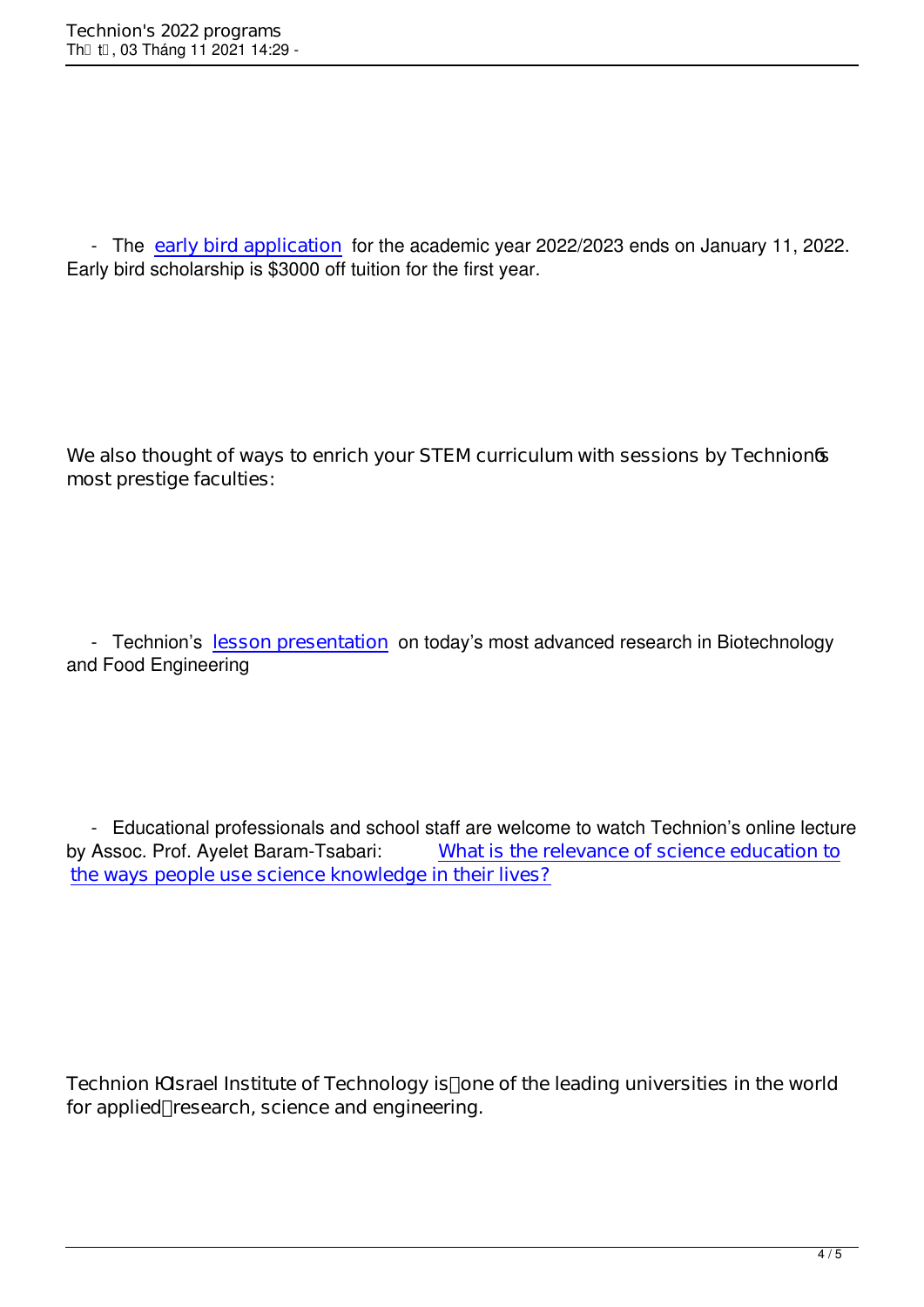- The early bird application for the academic year 2022/2023 ends on January 11, 2022. Early bird scholarship is $3000 off tuition for the first year.

We also thought of ways to enrich your STEM curriculum with sessions by Technion's most prestige faculties:

- Technion's lesson presentation on today's most advanced research in Biotechnology and Food Engineering

- Educational professionals and school staff are welcome to watch Technion's online lecture by Assoc. Prof. Ayelet Baram-Tsabari: What is the relevance of science education to the ways people use science knowledge in their lives?

Technion – Israel Institute of Technology is one of the leading universities in the world for applied research, science and engineering.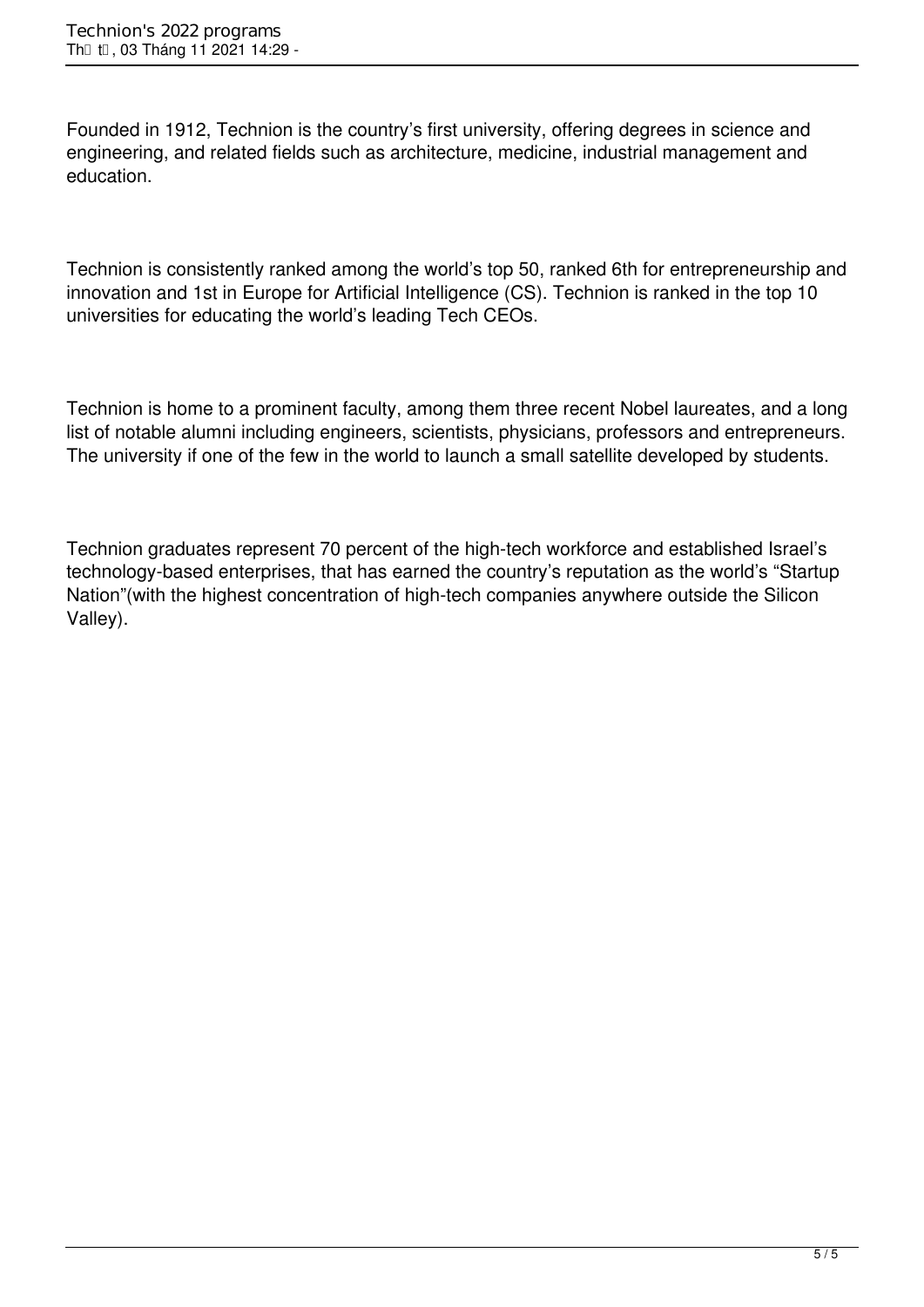Founded in 1912, Technion is the country's first university, offering degrees in science and engineering, and related fields such as architecture, medicine, industrial management and education.

Technion is consistently ranked among the world's top 50, ranked 6th for entrepreneurship and innovation and 1st in Europe for Artificial Intelligence (CS). Technion is ranked in the top 10 universities for educating the world's leading Tech CEOs.

Technion is home to a prominent faculty, among them three recent Nobel laureates, and a long list of notable alumni including engineers, scientists, physicians, professors and entrepreneurs. The university if one of the few in the world to launch a small satellite developed by students.

Technion graduates represent 70 percent of the high-tech workforce and established Israel's technology-based enterprises, that has earned the country's reputation as the world's "Startup Nation"(with the highest concentration of high-tech companies anywhere outside the Silicon Valley).